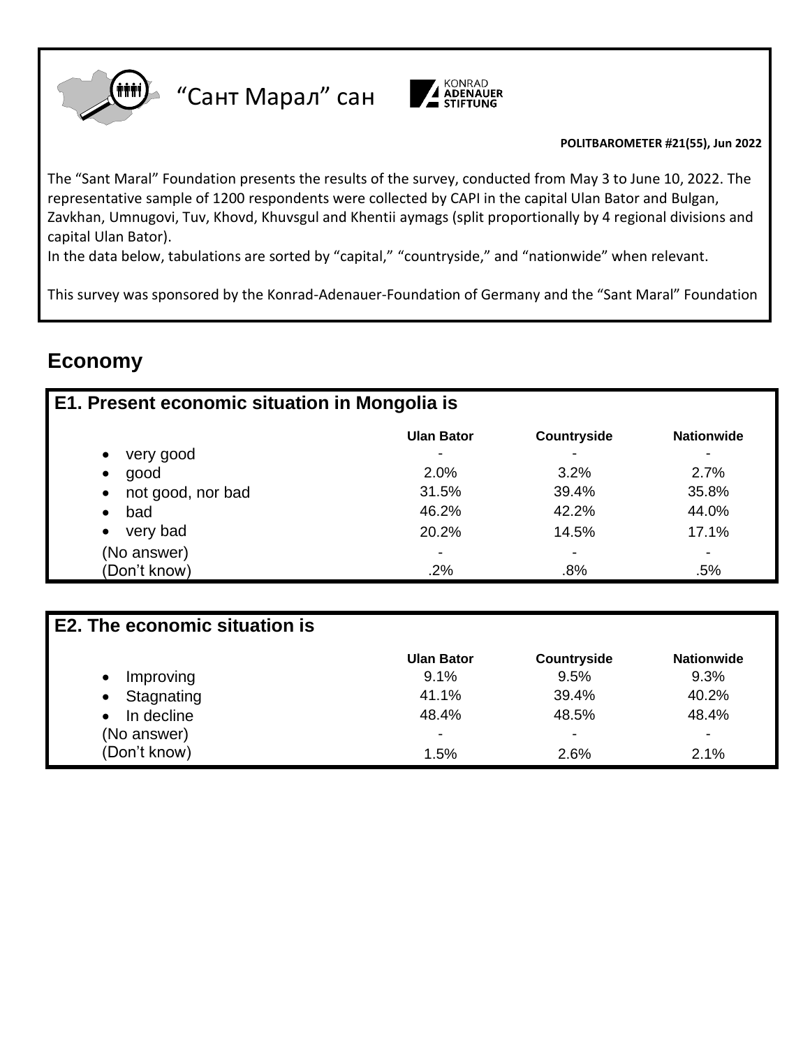"Сант Марал" сан

KONRAD ADENAUER STIFTUNG

**POLITBAROMETER #21(55), Jun 2022**

The "Sant Maral" Foundation presents the results of the survey, conducted from May 3 to June 10, 2022. The representative sample of 1200 respondents were collected by CAPI in the capital Ulan Bator and Bulgan, Zavkhan, Umnugovi, Tuv, Khovd, Khuvsgul and Khentii aymags (split proportionally by 4 regional divisions and capital Ulan Bator).

In the data below, tabulations are sorted by "capital," "countryside," and "nationwide" when relevant.

This survey was sponsored by the Konrad-Adenauer-Foundation of Germany and the "Sant Maral" Foundation

## Economy

### E1. Present economic situation in Mongolia is

| | Ulan Bator | Countryside | Nationwide |
|---|---|---|---|
| • very good | - | - | - |
| • good | 2.0% | 3.2% | 2.7% |
| • not good, nor bad | 31.5% | 39.4% | 35.8% |
| • bad | 46.2% | 42.2% | 44.0% |
| • very bad | 20.2% | 14.5% | 17.1% |
| (No answer) | - | - | - |
| (Don't know) | .2% | .8% | .5% |

### E2. The economic situation is

| | Ulan Bator | Countryside | Nationwide |
|---|---|---|---|
| • Improving | 9.1% | 9.5% | 9.3% |
| • Stagnating | 41.1% | 39.4% | 40.2% |
| • In decline | 48.4% | 48.5% | 48.4% |
| (No answer) | - | - | - |
| (Don't know) | 1.5% | 2.6% | 2.1% |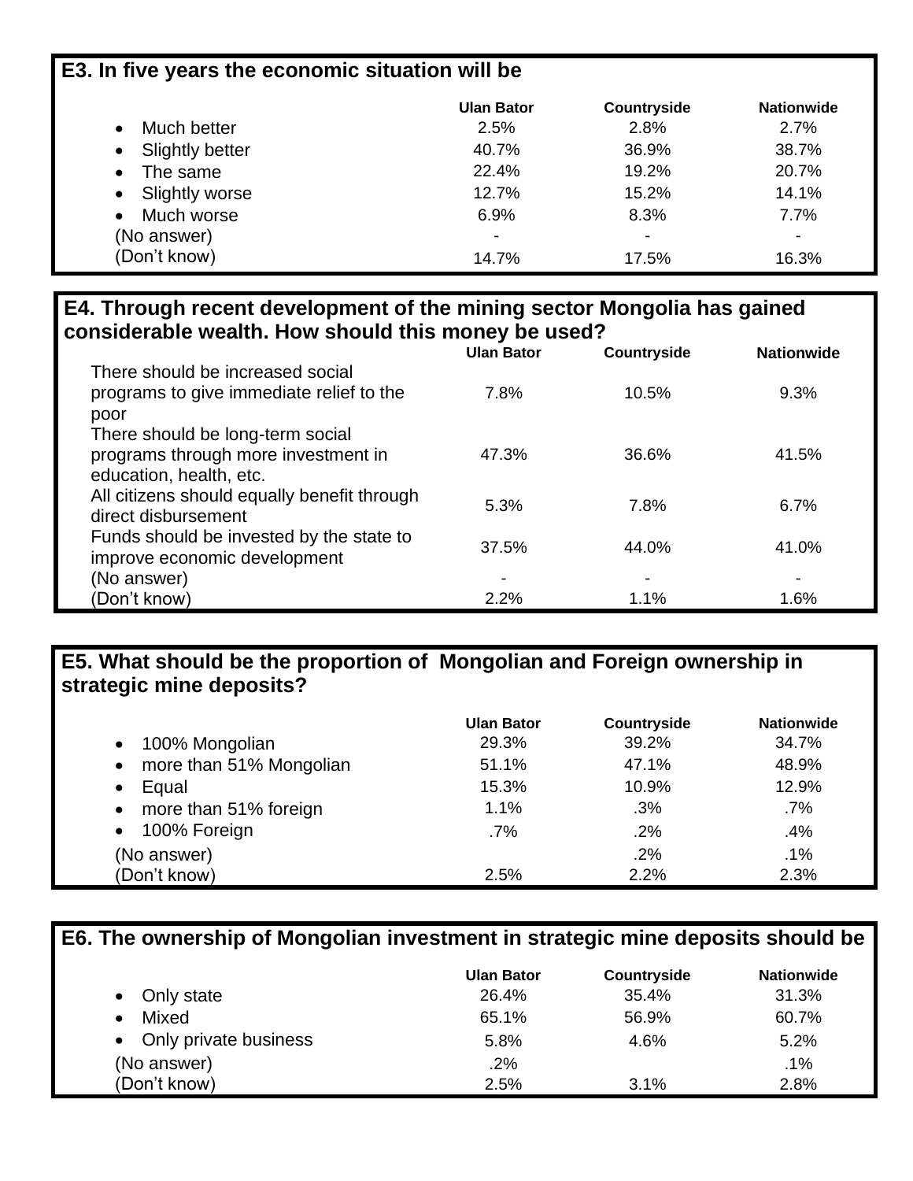## E3. In five years the economic situation will be

| | Ulan Bator | Countryside | Nationwide |
|---|---|---|---|
| • Much better | 2.5% | 2.8% | 2.7% |
| • Slightly better | 40.7% | 36.9% | 38.7% |
| • The same | 22.4% | 19.2% | 20.7% |
| • Slightly worse | 12.7% | 15.2% | 14.1% |
| • Much worse | 6.9% | 8.3% | 7.7% |
| (No answer) | - | - | - |
| (Don't know) | 14.7% | 17.5% | 16.3% |

## E4. Through recent development of the mining sector Mongolia has gained considerable wealth. How should this money be used?

| | Ulan Bator | Countryside | Nationwide |
|---|---|---|---|
| There should be increased social programs to give immediate relief to the poor | 7.8% | 10.5% | 9.3% |
| There should be long-term social programs through more investment in education, health, etc. | 47.3% | 36.6% | 41.5% |
| All citizens should equally benefit through direct disbursement | 5.3% | 7.8% | 6.7% |
| Funds should be invested by the state to improve economic development | 37.5% | 44.0% | 41.0% |
| (No answer) | - | - | - |
| (Don't know) | 2.2% | 1.1% | 1.6% |

## E5. What should be the proportion of Mongolian and Foreign ownership in strategic mine deposits?

| | Ulan Bator | Countryside | Nationwide |
|---|---|---|---|
| • 100% Mongolian | 29.3% | 39.2% | 34.7% |
| • more than 51% Mongolian | 51.1% | 47.1% | 48.9% |
| • Equal | 15.3% | 10.9% | 12.9% |
| • more than 51% foreign | 1.1% | .3% | .7% |
| • 100% Foreign | .7% | .2% | .4% |
| (No answer) | | .2% | .1% |
| (Don't know) | 2.5% | 2.2% | 2.3% |

## E6. The ownership of Mongolian investment in strategic mine deposits should be

| | Ulan Bator | Countryside | Nationwide |
|---|---|---|---|
| • Only state | 26.4% | 35.4% | 31.3% |
| • Mixed | 65.1% | 56.9% | 60.7% |
| • Only private business | 5.8% | 4.6% | 5.2% |
| (No answer) | .2% | | .1% |
| (Don't know) | 2.5% | 3.1% | 2.8% |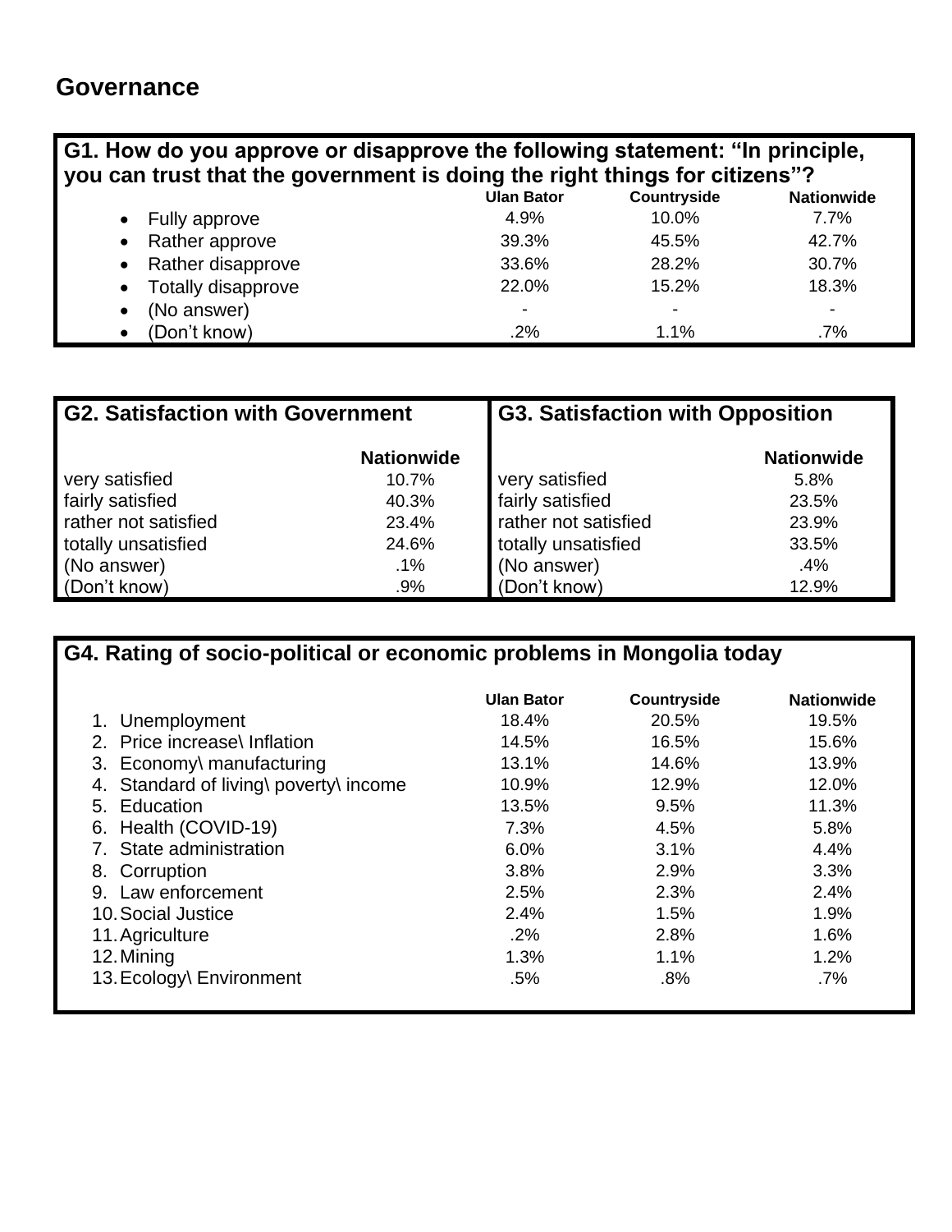## Governance

**G1. How do you approve or disapprove the following statement: "In principle, you can trust that the government is doing the right things for citizens"?**

| | Ulan Bator | Countryside | Nationwide |
|---|---|---|---|
| • Fully approve | 4.9% | 10.0% | 7.7% |
| • Rather approve | 39.3% | 45.5% | 42.7% |
| • Rather disapprove | 33.6% | 28.2% | 30.7% |
| • Totally disapprove | 22.0% | 15.2% | 18.3% |
| • (No answer) | - | - | - |
| • (Don't know) | .2% | 1.1% | .7% |

**G2. Satisfaction with Government**

| | Nationwide |
|---|---|
| very satisfied | 10.7% |
| fairly satisfied | 40.3% |
| rather not satisfied | 23.4% |
| totally unsatisfied | 24.6% |
| (No answer) | .1% |
| (Don't know) | .9% |

**G3. Satisfaction with Opposition**

| | Nationwide |
|---|---|
| very satisfied | 5.8% |
| fairly satisfied | 23.5% |
| rather not satisfied | 23.9% |
| totally unsatisfied | 33.5% |
| (No answer) | .4% |
| (Don't know) | 12.9% |

**G4. Rating of socio-political or economic problems in Mongolia today**

| | Ulan Bator | Countryside | Nationwide |
|---|---|---|---|
| 1. Unemployment | 18.4% | 20.5% | 19.5% |
| 2. Price increase\ Inflation | 14.5% | 16.5% | 15.6% |
| 3. Economy\ manufacturing | 13.1% | 14.6% | 13.9% |
| 4. Standard of living\ poverty\ income | 10.9% | 12.9% | 12.0% |
| 5. Education | 13.5% | 9.5% | 11.3% |
| 6. Health (COVID-19) | 7.3% | 4.5% | 5.8% |
| 7. State administration | 6.0% | 3.1% | 4.4% |
| 8. Corruption | 3.8% | 2.9% | 3.3% |
| 9. Law enforcement | 2.5% | 2.3% | 2.4% |
| 10. Social Justice | 2.4% | 1.5% | 1.9% |
| 11. Agriculture | .2% | 2.8% | 1.6% |
| 12. Mining | 1.3% | 1.1% | 1.2% |
| 13. Ecology\ Environment | .5% | .8% | .7% |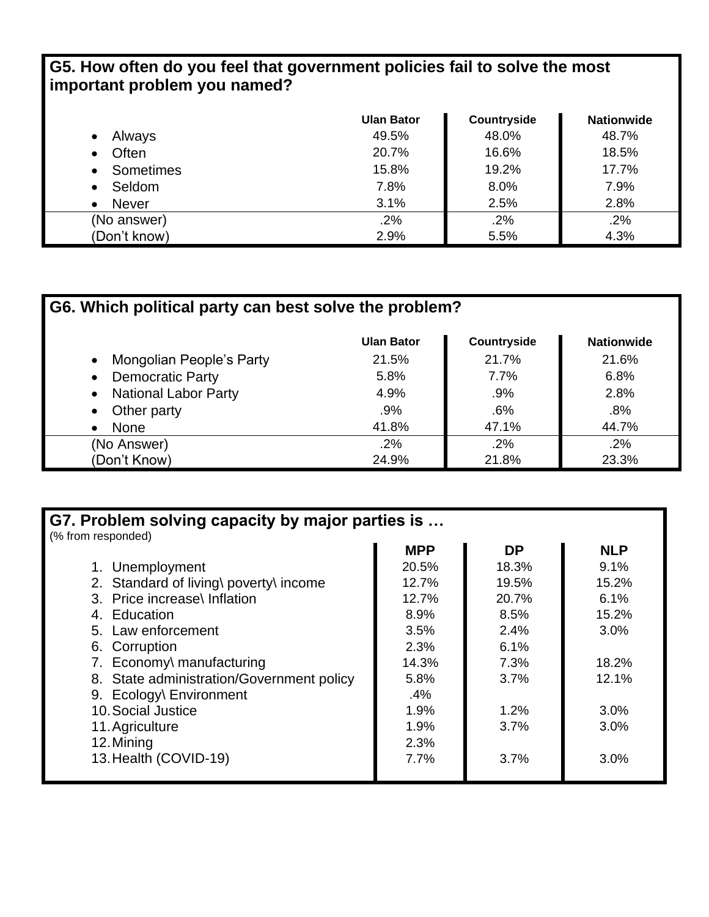### G5. How often do you feel that government policies fail to solve the most important problem you named?

| | Ulan Bator | Countryside | Nationwide |
|---|---|---|---|
| • Always | 49.5% | 48.0% | 48.7% |
| • Often | 20.7% | 16.6% | 18.5% |
| • Sometimes | 15.8% | 19.2% | 17.7% |
| • Seldom | 7.8% | 8.0% | 7.9% |
| • Never | 3.1% | 2.5% | 2.8% |
| (No answer) | .2% | .2% | .2% |
| (Don't know) | 2.9% | 5.5% | 4.3% |

### G6. Which political party can best solve the problem?

| | Ulan Bator | Countryside | Nationwide |
|---|---|---|---|
| • Mongolian People's Party | 21.5% | 21.7% | 21.6% |
| • Democratic Party | 5.8% | 7.7% | 6.8% |
| • National Labor Party | 4.9% | .9% | 2.8% |
| • Other party | .9% | .6% | .8% |
| • None | 41.8% | 47.1% | 44.7% |
| (No Answer) | .2% | .2% | .2% |
| (Don't Know) | 24.9% | 21.8% | 23.3% |

### G7. Problem solving capacity by major parties is …

(% from responded)

| | MPP | DP | NLP |
|---|---|---|---|
| 1. Unemployment | 20.5% | 18.3% | 9.1% |
| 2. Standard of living\ poverty\ income | 12.7% | 19.5% | 15.2% |
| 3. Price increase\ Inflation | 12.7% | 20.7% | 6.1% |
| 4. Education | 8.9% | 8.5% | 15.2% |
| 5. Law enforcement | 3.5% | 2.4% | 3.0% |
| 6. Corruption | 2.3% | 6.1% | |
| 7. Economy\ manufacturing | 14.3% | 7.3% | 18.2% |
| 8. State administration/Government policy | 5.8% | 3.7% | 12.1% |
| 9. Ecology\ Environment | .4% | | |
| 10. Social Justice | 1.9% | 1.2% | 3.0% |
| 11. Agriculture | 1.9% | 3.7% | 3.0% |
| 12. Mining | 2.3% | | |
| 13. Health (COVID-19) | 7.7% | 3.7% | 3.0% |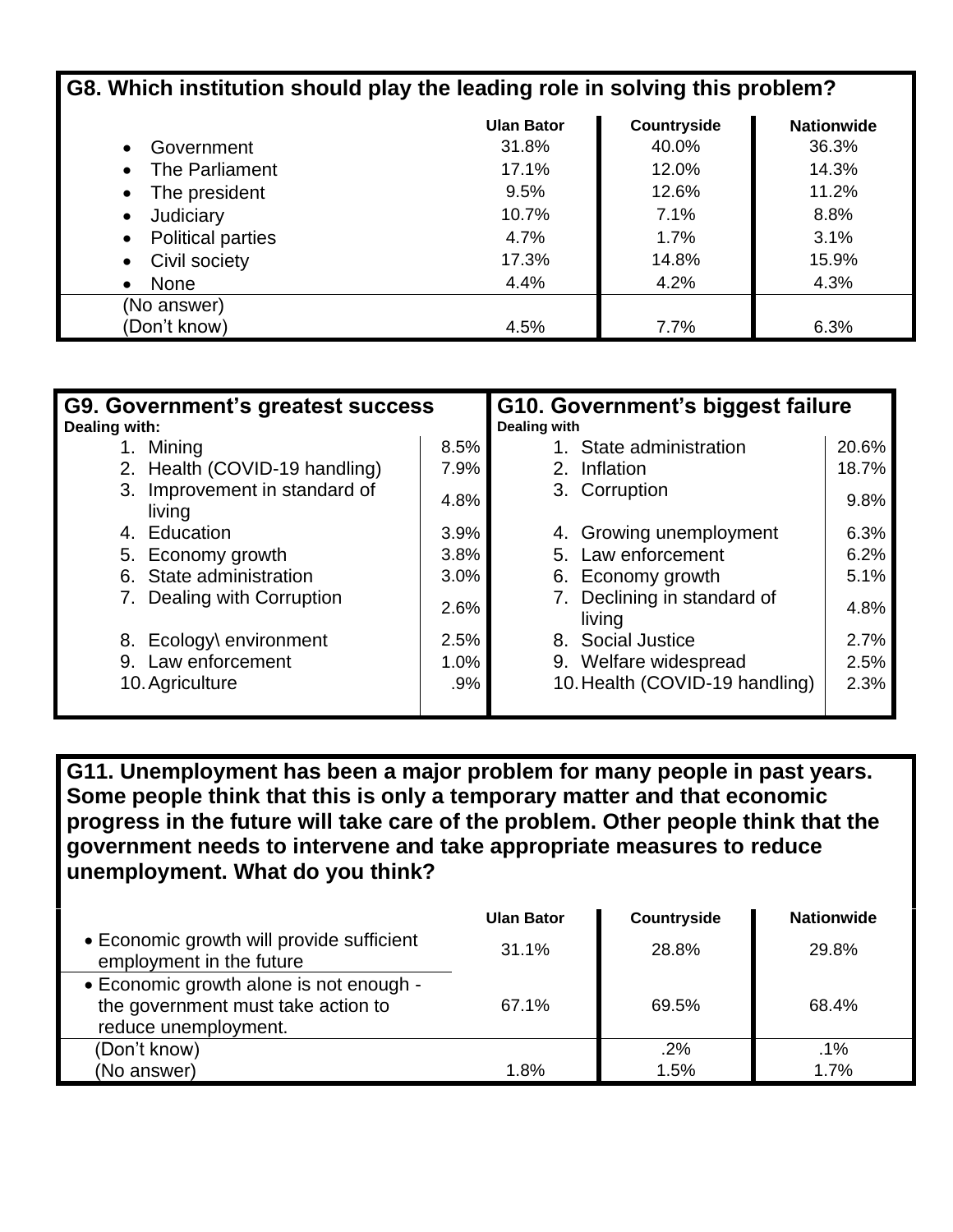## G8. Which institution should play the leading role in solving this problem?

| | Ulan Bator | Countryside | Nationwide |
|---|---|---|---|
| • Government | 31.8% | 40.0% | 36.3% |
| • The Parliament | 17.1% | 12.0% | 14.3% |
| • The president | 9.5% | 12.6% | 11.2% |
| • Judiciary | 10.7% | 7.1% | 8.8% |
| • Political parties | 4.7% | 1.7% | 3.1% |
| • Civil society | 17.3% | 14.8% | 15.9% |
| • None | 4.4% | 4.2% | 4.3% |
| (No answer) | | | |
| (Don't know) | 4.5% | 7.7% | 6.3% |

## G9. Government's greatest success

**Dealing with:**

| | | |
|---|---|---|
| 1. | Mining | 8.5% |
| 2. | Health (COVID-19 handling) | 7.9% |
| 3. | Improvement in standard of living | 4.8% |
| 4. | Education | 3.9% |
| 5. | Economy growth | 3.8% |
| 6. | State administration | 3.0% |
| 7. | Dealing with Corruption | 2.6% |
| 8. | Ecology\ environment | 2.5% |
| 9. | Law enforcement | 1.0% |
| 10. | Agriculture | .9% |

## G10. Government's biggest failure

**Dealing with**

| | | |
|---|---|---|
| 1. | State administration | 20.6% |
| 2. | Inflation | 18.7% |
| 3. | Corruption | 9.8% |
| 4. | Growing unemployment | 6.3% |
| 5. | Law enforcement | 6.2% |
| 6. | Economy growth | 5.1% |
| 7. | Declining in standard of living | 4.8% |
| 8. | Social Justice | 2.7% |
| 9. | Welfare widespread | 2.5% |
| 10. | Health (COVID-19 handling) | 2.3% |

## G11. Unemployment has been a major problem for many people in past years. Some people think that this is only a temporary matter and that economic progress in the future will take care of the problem. Other people think that the government needs to intervene and take appropriate measures to reduce unemployment. What do you think?

| | Ulan Bator | Countryside | Nationwide |
|---|---|---|---|
| • Economic growth will provide sufficient employment in the future | 31.1% | 28.8% | 29.8% |
| • Economic growth alone is not enough - the government must take action to reduce unemployment. | 67.1% | 69.5% | 68.4% |
| (Don't know) | | .2% | .1% |
| (No answer) | 1.8% | 1.5% | 1.7% |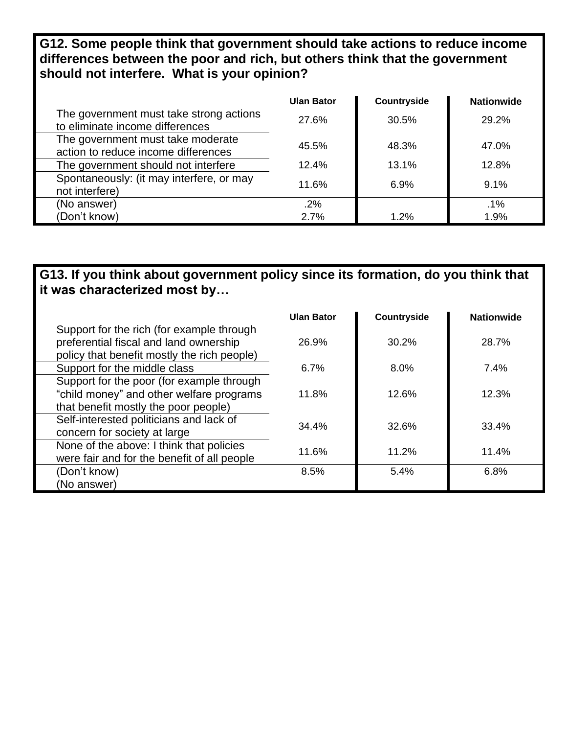**G12. Some people think that government should take actions to reduce income differences between the poor and rich, but others think that the government should not interfere. What is your opinion?**

| | Ulan Bator | Countryside | Nationwide |
|---|---|---|---|
| The government must take strong actions to eliminate income differences | 27.6% | 30.5% | 29.2% |
| The government must take moderate action to reduce income differences | 45.5% | 48.3% | 47.0% |
| The government should not interfere | 12.4% | 13.1% | 12.8% |
| Spontaneously: (it may interfere, or may not interfere) | 11.6% | 6.9% | 9.1% |
| (No answer) | .2% | | .1% |
| (Don't know) | 2.7% | 1.2% | 1.9% |

**G13. If you think about government policy since its formation, do you think that it was characterized most by…**

| | Ulan Bator | Countryside | Nationwide |
|---|---|---|---|
| Support for the rich (for example through preferential fiscal and land ownership policy that benefit mostly the rich people) | 26.9% | 30.2% | 28.7% |
| Support for the middle class | 6.7% | 8.0% | 7.4% |
| Support for the poor (for example through "child money" and other welfare programs that benefit mostly the poor people) | 11.8% | 12.6% | 12.3% |
| Self-interested politicians and lack of concern for society at large | 34.4% | 32.6% | 33.4% |
| None of the above: I think that policies were fair and for the benefit of all people | 11.6% | 11.2% | 11.4% |
| (Don't know) (No answer) | 8.5% | 5.4% | 6.8% |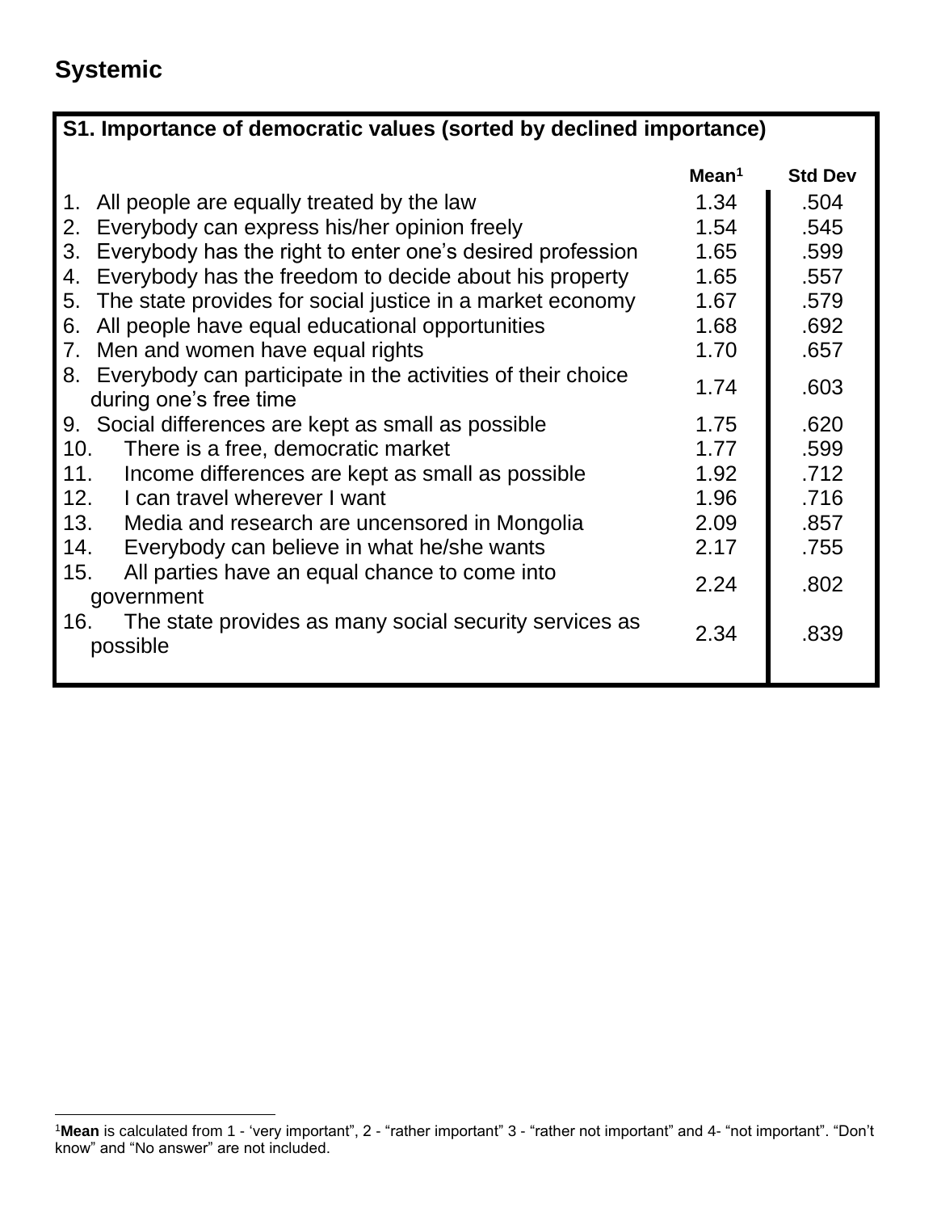## Systemic

| S1. Importance of democratic values (sorted by declined importance) | Mean[1] | Std Dev |
|---|---|---|
| 1. All people are equally treated by the law | 1.34 | .504 |
| 2. Everybody can express his/her opinion freely | 1.54 | .545 |
| 3. Everybody has the right to enter one's desired profession | 1.65 | .599 |
| 4. Everybody has the freedom to decide about his property | 1.65 | .557 |
| 5. The state provides for social justice in a market economy | 1.67 | .579 |
| 6. All people have equal educational opportunities | 1.68 | .692 |
| 7. Men and women have equal rights | 1.70 | .657 |
| 8. Everybody can participate in the activities of their choice during one's free time | 1.74 | .603 |
| 9. Social differences are kept as small as possible | 1.75 | .620 |
| 10. There is a free, democratic market | 1.77 | .599 |
| 11. Income differences are kept as small as possible | 1.92 | .712 |
| 12. I can travel wherever I want | 1.96 | .716 |
| 13. Media and research are uncensored in Mongolia | 2.09 | .857 |
| 14. Everybody can believe in what he/she wants | 2.17 | .755 |
| 15. All parties have an equal chance to come into government | 2.24 | .802 |
| 16. The state provides as many social security services as possible | 2.34 | .839 |

[1]**Mean** is calculated from 1 - 'very important", 2 - "rather important" 3 - "rather not important" and 4- "not important". "Don't know" and "No answer" are not included.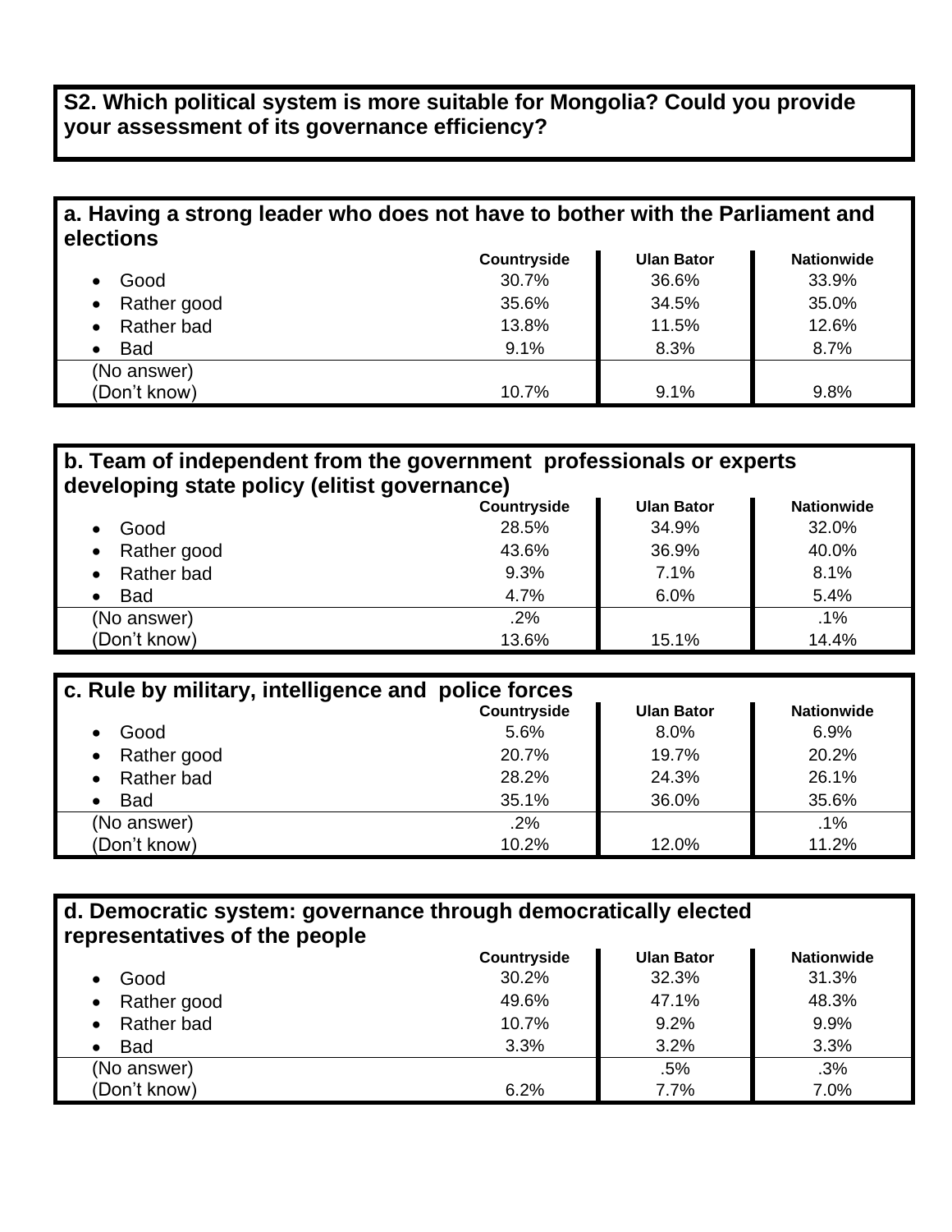**S2. Which political system is more suitable for Mongolia? Could you provide your assessment of its governance efficiency?**

**a. Having a strong leader who does not have to bother with the Parliament and elections**

| | Countryside | Ulan Bator | Nationwide |
|---|---|---|---|
| • Good | 30.7% | 36.6% | 33.9% |
| • Rather good | 35.6% | 34.5% | 35.0% |
| • Rather bad | 13.8% | 11.5% | 12.6% |
| • Bad | 9.1% | 8.3% | 8.7% |
| (No answer) | | | |
| (Don't know) | 10.7% | 9.1% | 9.8% |

**b. Team of independent from the government professionals or experts developing state policy (elitist governance)**

| | Countryside | Ulan Bator | Nationwide |
|---|---|---|---|
| • Good | 28.5% | 34.9% | 32.0% |
| • Rather good | 43.6% | 36.9% | 40.0% |
| • Rather bad | 9.3% | 7.1% | 8.1% |
| • Bad | 4.7% | 6.0% | 5.4% |
| (No answer) | .2% | | .1% |
| (Don't know) | 13.6% | 15.1% | 14.4% |

**c. Rule by military, intelligence and police forces**

| | Countryside | Ulan Bator | Nationwide |
|---|---|---|---|
| • Good | 5.6% | 8.0% | 6.9% |
| • Rather good | 20.7% | 19.7% | 20.2% |
| • Rather bad | 28.2% | 24.3% | 26.1% |
| • Bad | 35.1% | 36.0% | 35.6% |
| (No answer) | .2% | | .1% |
| (Don't know) | 10.2% | 12.0% | 11.2% |

**d. Democratic system: governance through democratically elected representatives of the people**

| | Countryside | Ulan Bator | Nationwide |
|---|---|---|---|
| • Good | 30.2% | 32.3% | 31.3% |
| • Rather good | 49.6% | 47.1% | 48.3% |
| • Rather bad | 10.7% | 9.2% | 9.9% |
| • Bad | 3.3% | 3.2% | 3.3% |
| (No answer) | | .5% | .3% |
| (Don't know) | 6.2% | 7.7% | 7.0% |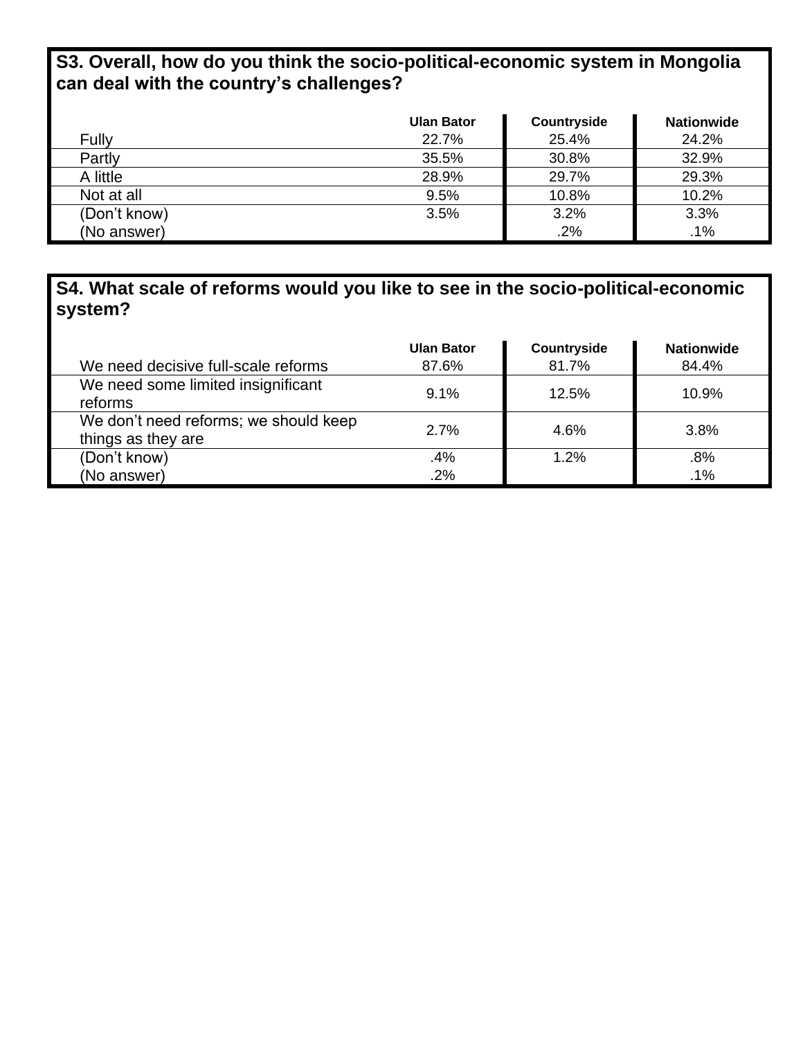**S3. Overall, how do you think the socio-political-economic system in Mongolia can deal with the country's challenges?**

| | Ulan Bator | Countryside | Nationwide |
|---|---|---|---|
| Fully | 22.7% | 25.4% | 24.2% |
| Partly | 35.5% | 30.8% | 32.9% |
| A little | 28.9% | 29.7% | 29.3% |
| Not at all | 9.5% | 10.8% | 10.2% |
| (Don't know) | 3.5% | 3.2% | 3.3% |
| (No answer) | | .2% | .1% |

**S4. What scale of reforms would you like to see in the socio-political-economic system?**

| | Ulan Bator | Countryside | Nationwide |
|---|---|---|---|
| We need decisive full-scale reforms | 87.6% | 81.7% | 84.4% |
| We need some limited insignificant reforms | 9.1% | 12.5% | 10.9% |
| We don't need reforms; we should keep things as they are | 2.7% | 4.6% | 3.8% |
| (Don't know) | .4% | 1.2% | .8% |
| (No answer) | .2% | | .1% |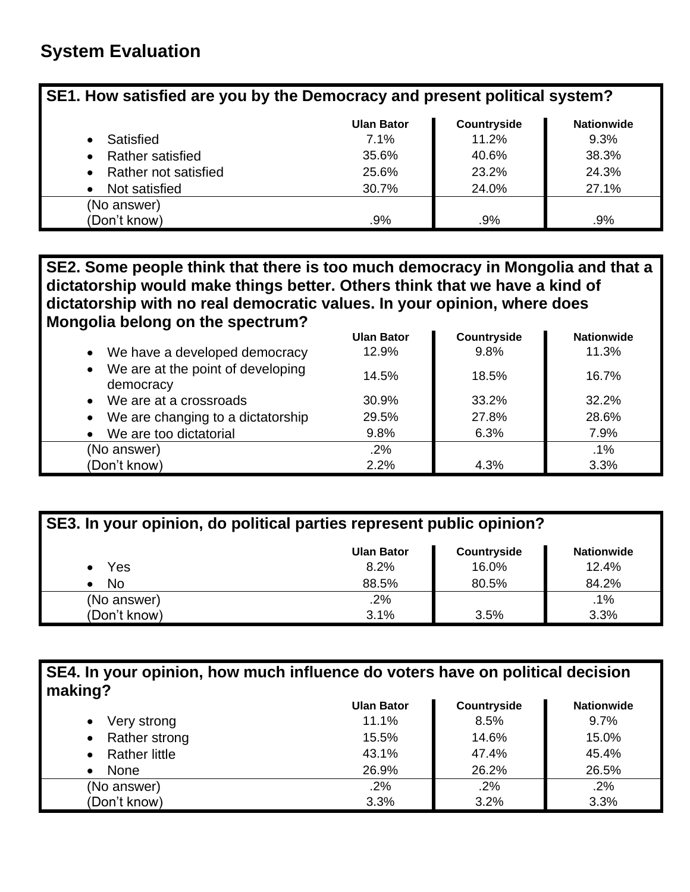## System Evaluation

**SE1. How satisfied are you by the Democracy and present political system?**

| | Ulan Bator | Countryside | Nationwide |
|---|---|---|---|
| • Satisfied | 7.1% | 11.2% | 9.3% |
| • Rather satisfied | 35.6% | 40.6% | 38.3% |
| • Rather not satisfied | 25.6% | 23.2% | 24.3% |
| • Not satisfied | 30.7% | 24.0% | 27.1% |
| (No answer) (Don't know) | .9% | .9% | .9% |

**SE2. Some people think that there is too much democracy in Mongolia and that a dictatorship would make things better. Others think that we have a kind of dictatorship with no real democratic values. In your opinion, where does Mongolia belong on the spectrum?**

| | Ulan Bator | Countryside | Nationwide |
|---|---|---|---|
| • We have a developed democracy | 12.9% | 9.8% | 11.3% |
| • We are at the point of developing democracy | 14.5% | 18.5% | 16.7% |
| • We are at a crossroads | 30.9% | 33.2% | 32.2% |
| • We are changing to a dictatorship | 29.5% | 27.8% | 28.6% |
| • We are too dictatorial | 9.8% | 6.3% | 7.9% |
| (No answer) | .2% | | .1% |
| (Don't know) | 2.2% | 4.3% | 3.3% |

**SE3. In your opinion, do political parties represent public opinion?**

| | Ulan Bator | Countryside | Nationwide |
|---|---|---|---|
| • Yes | 8.2% | 16.0% | 12.4% |
| • No | 88.5% | 80.5% | 84.2% |
| (No answer) | .2% | | .1% |
| (Don't know) | 3.1% | 3.5% | 3.3% |

**SE4. In your opinion, how much influence do voters have on political decision making?**

| | Ulan Bator | Countryside | Nationwide |
|---|---|---|---|
| • Very strong | 11.1% | 8.5% | 9.7% |
| • Rather strong | 15.5% | 14.6% | 15.0% |
| • Rather little | 43.1% | 47.4% | 45.4% |
| • None | 26.9% | 26.2% | 26.5% |
| (No answer) | .2% | .2% | .2% |
| (Don't know) | 3.3% | 3.2% | 3.3% |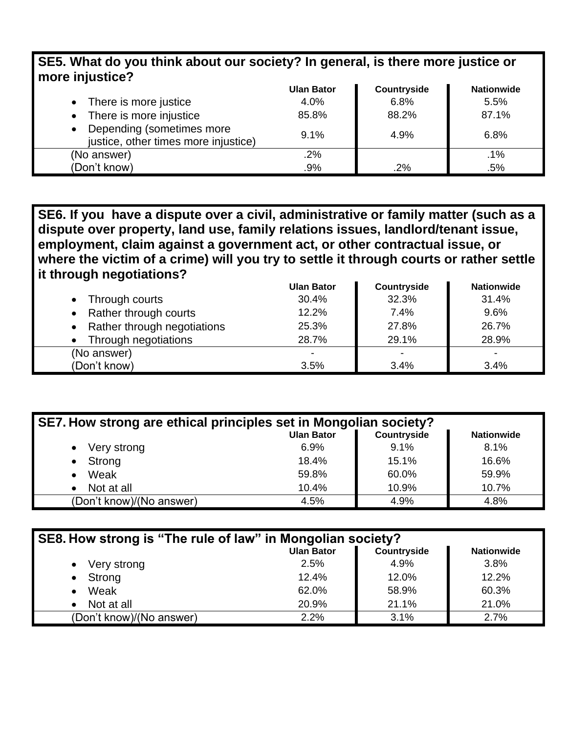**SE5. What do you think about our society? In general, is there more justice or more injustice?**

| | Ulan Bator | Countryside | Nationwide |
|---|---|---|---|
| • There is more justice | 4.0% | 6.8% | 5.5% |
| • There is more injustice | 85.8% | 88.2% | 87.1% |
| • Depending (sometimes more justice, other times more injustice) | 9.1% | 4.9% | 6.8% |
| (No answer) | .2% | | .1% |
| (Don't know) | .9% | .2% | .5% |

**SE6. If you have a dispute over a civil, administrative or family matter (such as a dispute over property, land use, family relations issues, landlord/tenant issue, employment, claim against a government act, or other contractual issue, or where the victim of a crime) will you try to settle it through courts or rather settle it through negotiations?**

| | Ulan Bator | Countryside | Nationwide |
|---|---|---|---|
| • Through courts | 30.4% | 32.3% | 31.4% |
| • Rather through courts | 12.2% | 7.4% | 9.6% |
| • Rather through negotiations | 25.3% | 27.8% | 26.7% |
| • Through negotiations | 28.7% | 29.1% | 28.9% |
| (No answer) | - | - | - |
| (Don't know) | 3.5% | 3.4% | 3.4% |

**SE7. How strong are ethical principles set in Mongolian society?**

| | Ulan Bator | Countryside | Nationwide |
|---|---|---|---|
| • Very strong | 6.9% | 9.1% | 8.1% |
| • Strong | 18.4% | 15.1% | 16.6% |
| • Weak | 59.8% | 60.0% | 59.9% |
| • Not at all | 10.4% | 10.9% | 10.7% |
| (Don't know)/(No answer) | 4.5% | 4.9% | 4.8% |

**SE8. How strong is "The rule of law" in Mongolian society?**

| | Ulan Bator | Countryside | Nationwide |
|---|---|---|---|
| • Very strong | 2.5% | 4.9% | 3.8% |
| • Strong | 12.4% | 12.0% | 12.2% |
| • Weak | 62.0% | 58.9% | 60.3% |
| • Not at all | 20.9% | 21.1% | 21.0% |
| (Don't know)/(No answer) | 2.2% | 3.1% | 2.7% |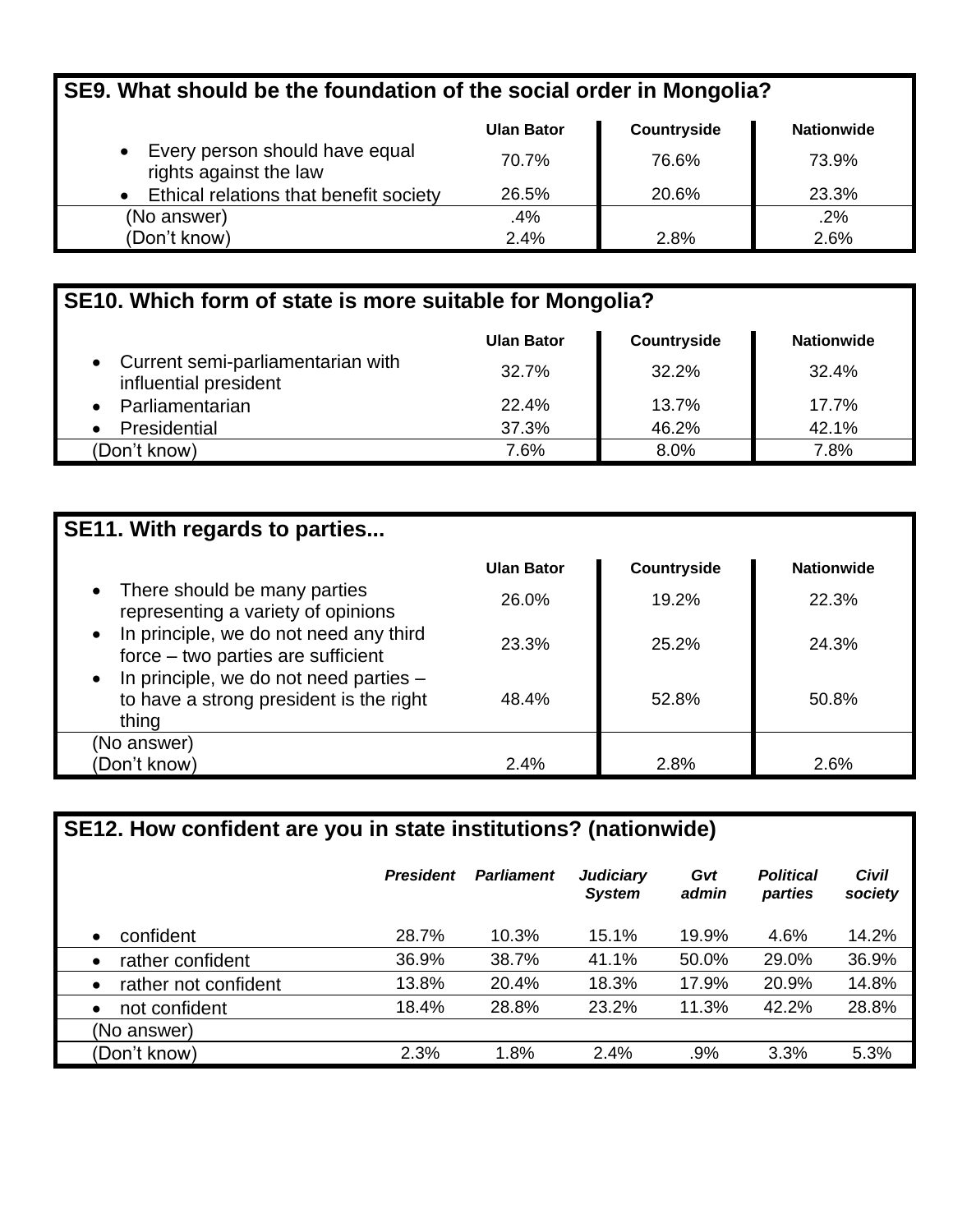## SE9. What should be the foundation of the social order in Mongolia?

| | Ulan Bator | Countryside | Nationwide |
|---|---|---|---|
| • Every person should have equal rights against the law | 70.7% | 76.6% | 73.9% |
| • Ethical relations that benefit society | 26.5% | 20.6% | 23.3% |
| (No answer) | .4% | | .2% |
| (Don't know) | 2.4% | 2.8% | 2.6% |

## SE10. Which form of state is more suitable for Mongolia?

| | Ulan Bator | Countryside | Nationwide |
|---|---|---|---|
| • Current semi-parliamentarian with influential president | 32.7% | 32.2% | 32.4% |
| • Parliamentarian | 22.4% | 13.7% | 17.7% |
| • Presidential | 37.3% | 46.2% | 42.1% |
| (Don't know) | 7.6% | 8.0% | 7.8% |

## SE11. With regards to parties...

| | Ulan Bator | Countryside | Nationwide |
|---|---|---|---|
| • There should be many parties representing a variety of opinions | 26.0% | 19.2% | 22.3% |
| • In principle, we do not need any third force – two parties are sufficient | 23.3% | 25.2% | 24.3% |
| • In principle, we do not need parties – to have a strong president is the right thing | 48.4% | 52.8% | 50.8% |
| (No answer) | | | |
| (Don't know) | 2.4% | 2.8% | 2.6% |

## SE12. How confident are you in state institutions? (nationwide)

| | *President* | *Parliament* | *Judiciary System* | *Gvt admin* | *Political parties* | *Civil society* |
|---|---|---|---|---|---|---|
| • confident | 28.7% | 10.3% | 15.1% | 19.9% | 4.6% | 14.2% |
| • rather confident | 36.9% | 38.7% | 41.1% | 50.0% | 29.0% | 36.9% |
| • rather not confident | 13.8% | 20.4% | 18.3% | 17.9% | 20.9% | 14.8% |
| • not confident | 18.4% | 28.8% | 23.2% | 11.3% | 42.2% | 28.8% |
| (No answer) | | | | | | |
| (Don't know) | 2.3% | 1.8% | 2.4% | .9% | 3.3% | 5.3% |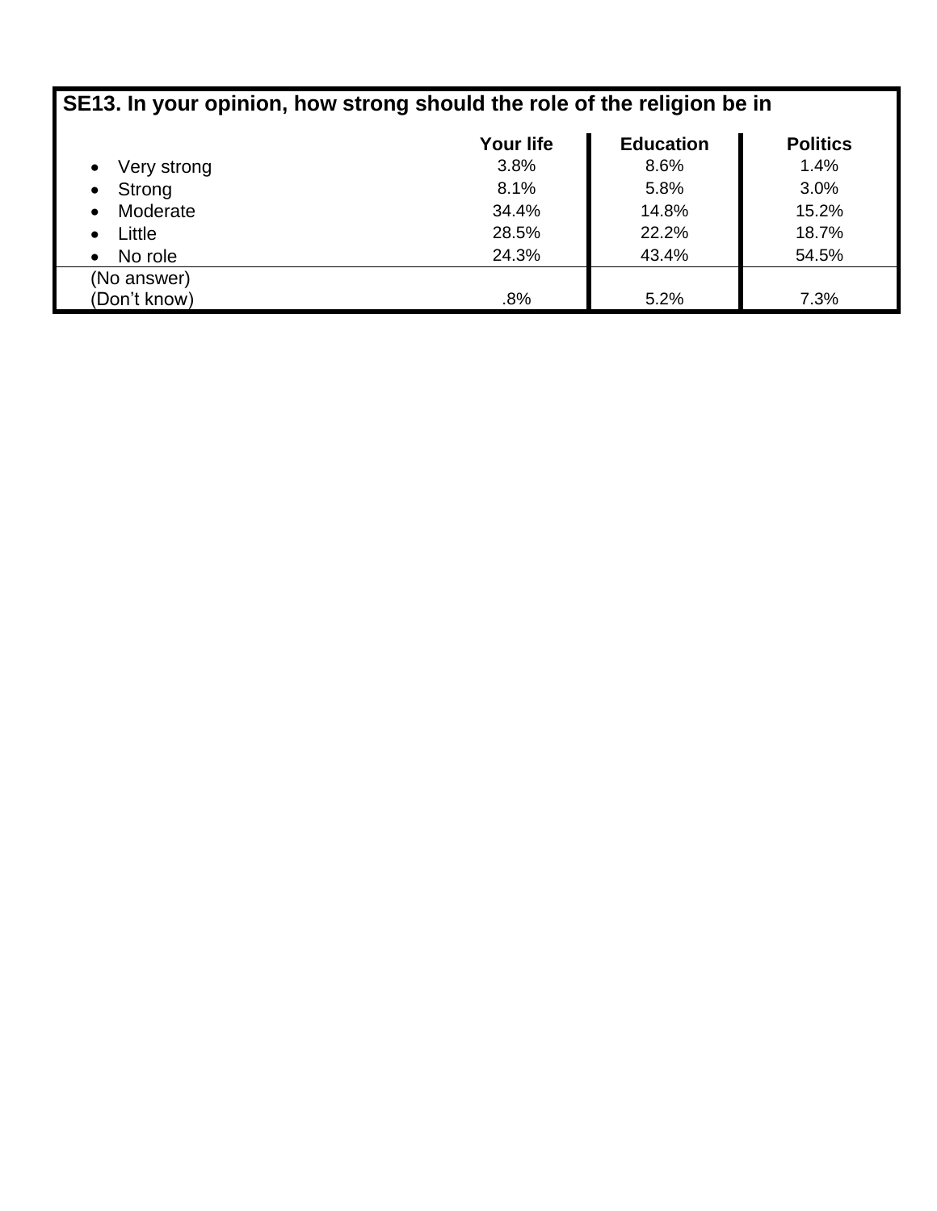| SE13. In your opinion, how strong should the role of the religion be in | Your life | Education | Politics |
|---|---|---|---|
| • Very strong | 3.8% | 8.6% | 1.4% |
| • Strong | 8.1% | 5.8% | 3.0% |
| • Moderate | 34.4% | 14.8% | 15.2% |
| • Little | 28.5% | 22.2% | 18.7% |
| • No role | 24.3% | 43.4% | 54.5% |
| (No answer)<br>(Don't know) | .8% | 5.2% | 7.3% |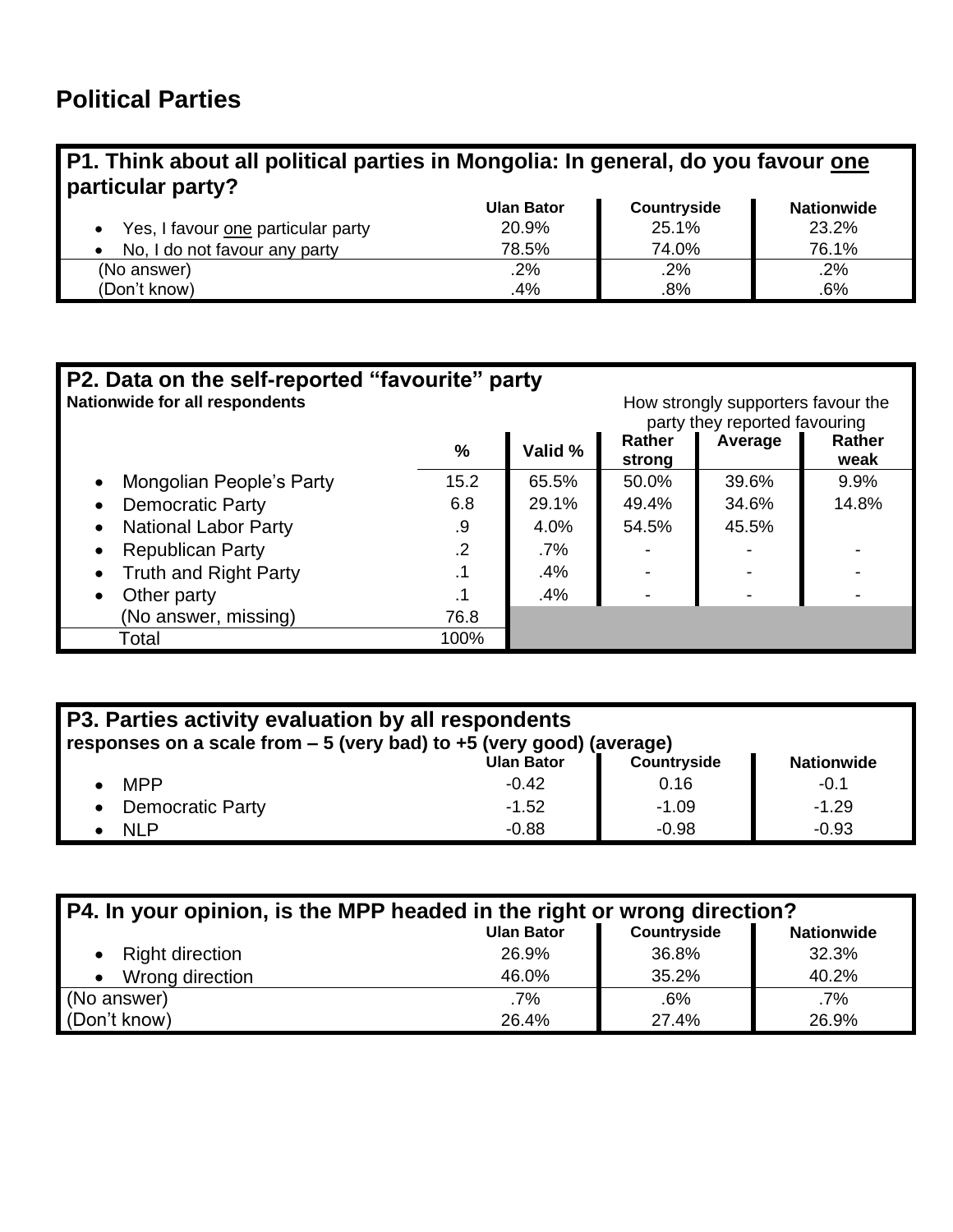## Political Parties

**P1. Think about all political parties in Mongolia: In general, do you favour one particular party?**

| | Ulan Bator | Countryside | Nationwide |
|---|---|---|---|
| • Yes, I favour one particular party | 20.9% | 25.1% | 23.2% |
| • No, I do not favour any party | 78.5% | 74.0% | 76.1% |
| (No answer) | .2% | .2% | .2% |
| (Don't know) | .4% | .8% | .6% |

**P2. Data on the self-reported "favourite" party**

**Nationwide for all respondents**

| | % | Valid % | How strongly supporters favour the party they reported favouring | | |
|---|---|---|---|---|---|
| | | | Rather strong | Average | Rather weak |
| • Mongolian People's Party | 15.2 | 65.5% | 50.0% | 39.6% | 9.9% |
| • Democratic Party | 6.8 | 29.1% | 49.4% | 34.6% | 14.8% |
| • National Labor Party | .9 | 4.0% | 54.5% | 45.5% | |
| • Republican Party | .2 | .7% | - | - | - |
| • Truth and Right Party | .1 | .4% | - | - | - |
| • Other party | .1 | .4% | - | - | - |
| (No answer, missing) | 76.8 | | | | |
| Total | 100% | | | | |

**P3. Parties activity evaluation by all respondents**

**responses on a scale from – 5 (very bad) to +5 (very good) (average)**

| | Ulan Bator | Countryside | Nationwide |
|---|---|---|---|
| • MPP | -0.42 | 0.16 | -0.1 |
| • Democratic Party | -1.52 | -1.09 | -1.29 |
| • NLP | -0.88 | -0.98 | -0.93 |

**P4. In your opinion, is the MPP headed in the right or wrong direction?**

| | Ulan Bator | Countryside | Nationwide |
|---|---|---|---|
| • Right direction | 26.9% | 36.8% | 32.3% |
| • Wrong direction | 46.0% | 35.2% | 40.2% |
| (No answer) | .7% | .6% | .7% |
| (Don't know) | 26.4% | 27.4% | 26.9% |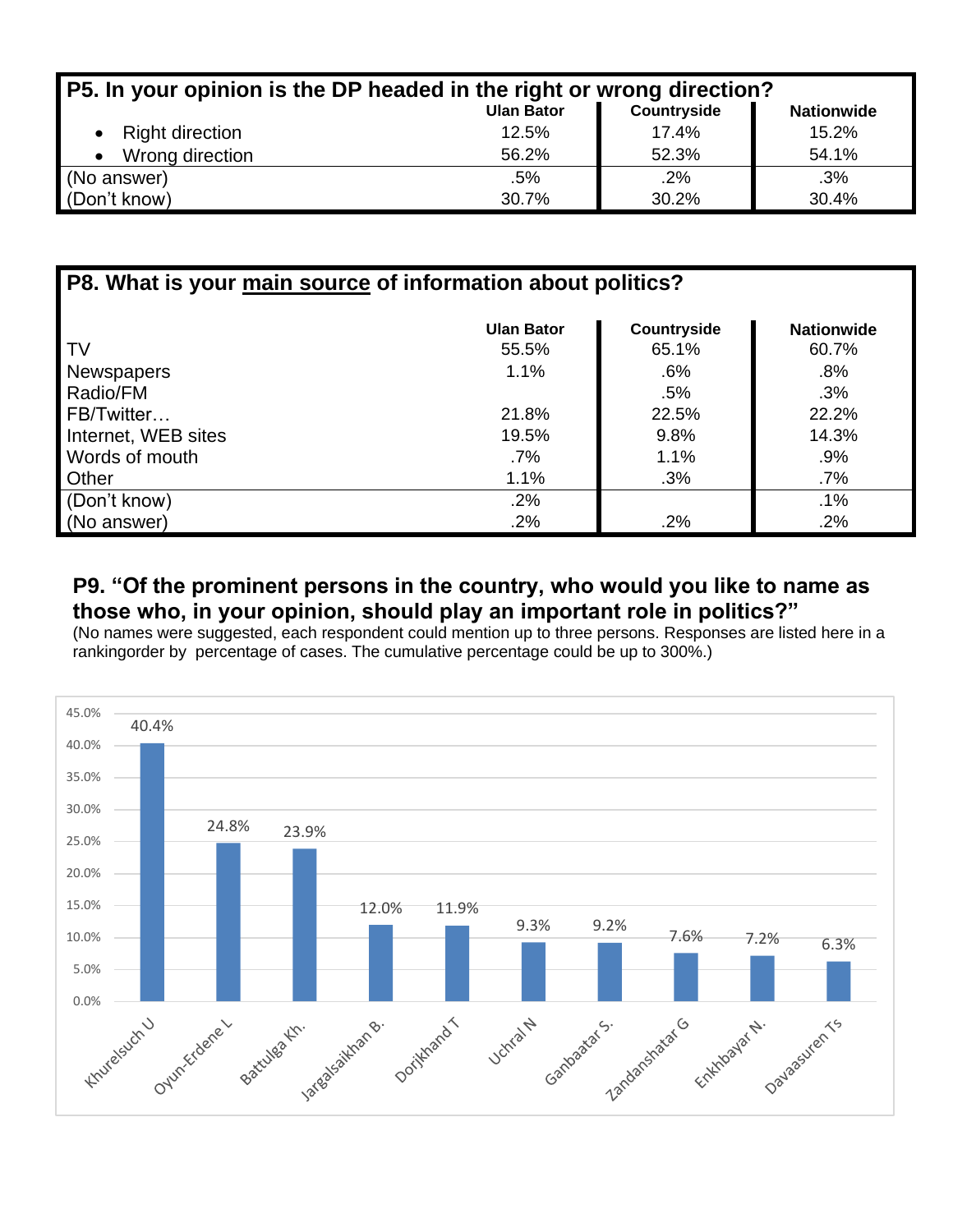| P5. In your opinion is the DP headed in the right or wrong direction? | Ulan Bator | Countryside | Nationwide |
|---|---|---|---|
| • Right direction | 12.5% | 17.4% | 15.2% |
| • Wrong direction | 56.2% | 52.3% | 54.1% |
| (No answer) | .5% | .2% | .3% |
| (Don't know) | 30.7% | 30.2% | 30.4% |

| P8. What is your main source of information about politics? | Ulan Bator | Countryside | Nationwide |
|---|---|---|---|
| TV | 55.5% | 65.1% | 60.7% |
| Newspapers | 1.1% | .6% | .8% |
| Radio/FM | | .5% | .3% |
| FB/Twitter… | 21.8% | 22.5% | 22.2% |
| Internet, WEB sites | 19.5% | 9.8% | 14.3% |
| Words of mouth | .7% | 1.1% | .9% |
| Other | 1.1% | .3% | .7% |
| (Don't know) | .2% | | .1% |
| (No answer) | .2% | .2% | .2% |

## P9. "Of the prominent persons in the country, who would you like to name as those who, in your opinion, should play an important role in politics?"

(No names were suggested, each respondent could mention up to three persons. Responses are listed here in a rankingorder by percentage of cases. The cumulative percentage could be up to 300%.)

| Person | Percentage |
|---|---|
| Khurelsuch U | 40.4% |
| Oyun-Erdene L | 24.8% |
| Battulga Kh. | 23.9% |
| Jargalsaikhan B. | 12.0% |
| Dorjkhand T | 11.9% |
| Uchral N | 9.3% |
| Ganbaatar S. | 9.2% |
| Zandanshatar G | 7.6% |
| Enkhbayar N. | 7.2% |
| Davaasuren Ts | 6.3% |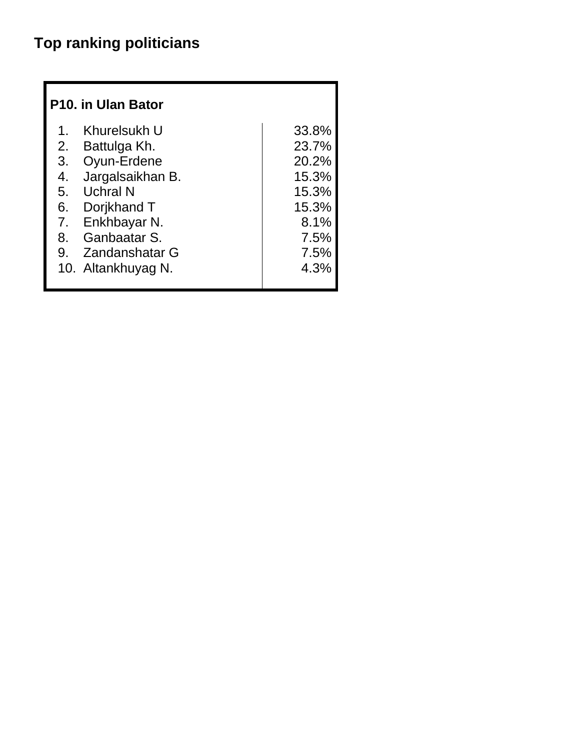## Top ranking politicians

| P10. in Ulan Bator | |
|---|---|
| 1. Khurelsukh U | 33.8% |
| 2. Battulga Kh. | 23.7% |
| 3. Oyun-Erdene | 20.2% |
| 4. Jargalsaikhan B. | 15.3% |
| 5. Uchral N | 15.3% |
| 6. Dorjkhand T | 15.3% |
| 7. Enkhbayar N. | 8.1% |
| 8. Ganbaatar S. | 7.5% |
| 9. Zandanshatar G | 7.5% |
| 10. Altankhuyag N. | 4.3% |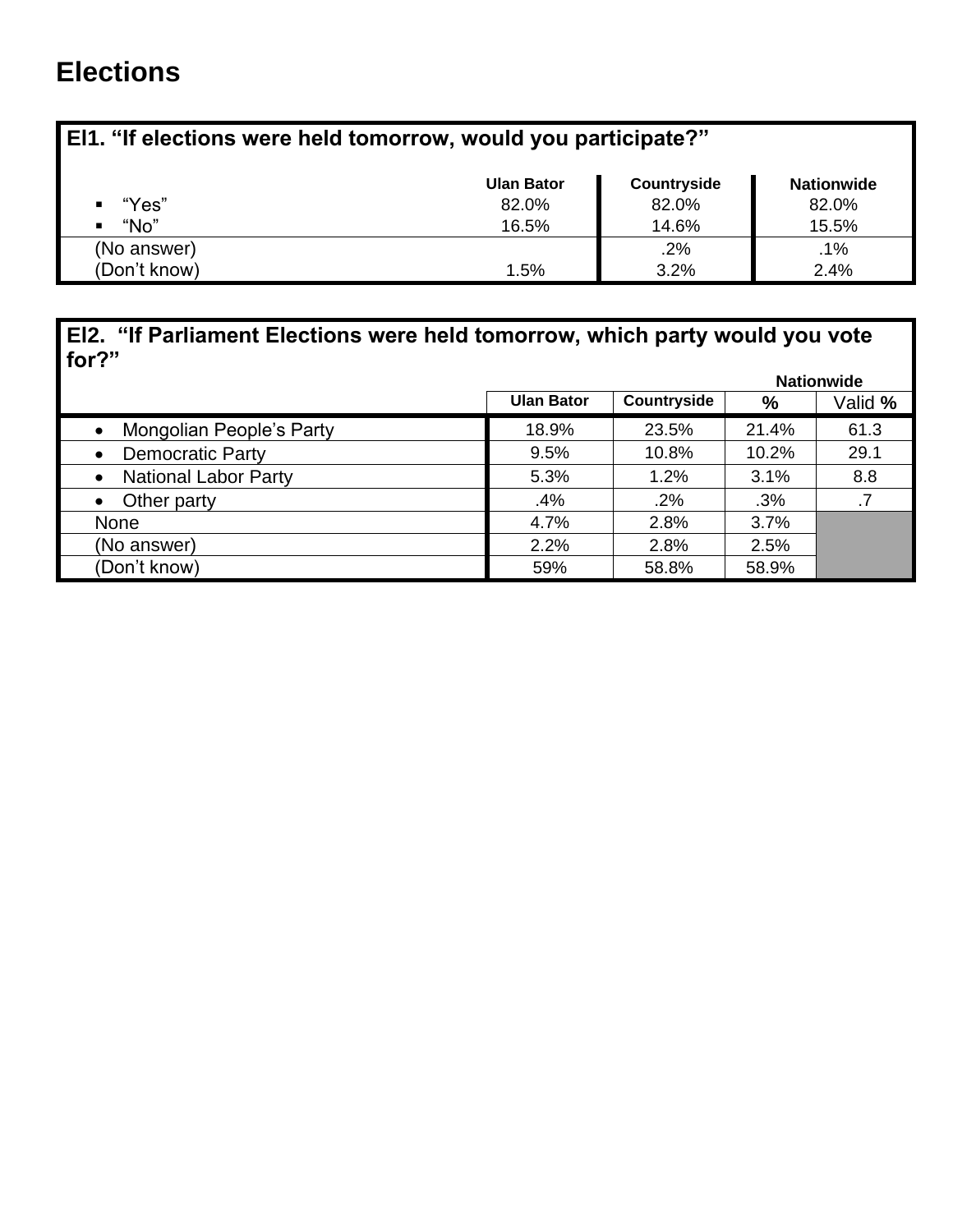# Elections

**El1. "If elections were held tomorrow, would you participate?"**

| | Ulan Bator | Countryside | Nationwide |
|---|---|---|---|
| ▪ "Yes" | 82.0% | 82.0% | 82.0% |
| ▪ "No" | 16.5% | 14.6% | 15.5% |
| (No answer) | | .2% | .1% |
| (Don't know) | 1.5% | 3.2% | 2.4% |

**El2. "If Parliament Elections were held tomorrow, which party would you vote for?"**

| | | | Nationwide | |
|---|---|---|---|---|
| | Ulan Bator | Countryside | % | Valid % |
| • Mongolian People's Party | 18.9% | 23.5% | 21.4% | 61.3 |
| • Democratic Party | 9.5% | 10.8% | 10.2% | 29.1 |
| • National Labor Party | 5.3% | 1.2% | 3.1% | 8.8 |
| • Other party | .4% | .2% | .3% | .7 |
| None | 4.7% | 2.8% | 3.7% | |
| (No answer) | 2.2% | 2.8% | 2.5% | |
| (Don't know) | 59% | 58.8% | 58.9% | |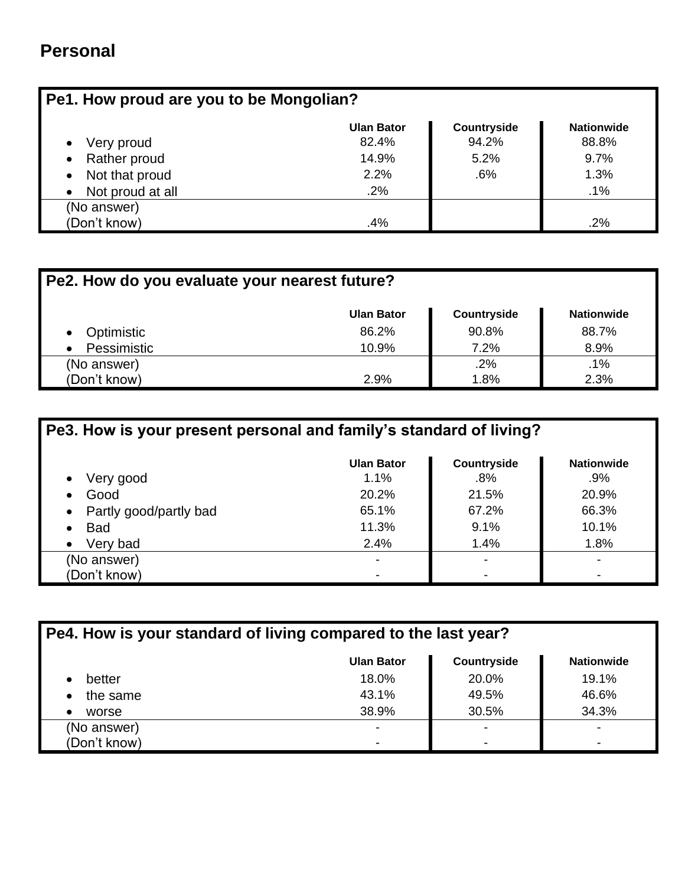## Personal

### Pe1. How proud are you to be Mongolian?

| | Ulan Bator | Countryside | Nationwide |
|---|---|---|---|
| • Very proud | 82.4% | 94.2% | 88.8% |
| • Rather proud | 14.9% | 5.2% | 9.7% |
| • Not that proud | 2.2% | .6% | 1.3% |
| • Not proud at all | .2% | | .1% |
| (No answer) | | | |
| (Don't know) | .4% | | .2% |

### Pe2. How do you evaluate your nearest future?

| | Ulan Bator | Countryside | Nationwide |
|---|---|---|---|
| • Optimistic | 86.2% | 90.8% | 88.7% |
| • Pessimistic | 10.9% | 7.2% | 8.9% |
| (No answer) | | .2% | .1% |
| (Don't know) | 2.9% | 1.8% | 2.3% |

### Pe3. How is your present personal and family's standard of living?

| | Ulan Bator | Countryside | Nationwide |
|---|---|---|---|
| • Very good | 1.1% | .8% | .9% |
| • Good | 20.2% | 21.5% | 20.9% |
| • Partly good/partly bad | 65.1% | 67.2% | 66.3% |
| • Bad | 11.3% | 9.1% | 10.1% |
| • Very bad | 2.4% | 1.4% | 1.8% |
| (No answer) | - | - | - |
| (Don't know) | - | - | - |

### Pe4. How is your standard of living compared to the last year?

| | Ulan Bator | Countryside | Nationwide |
|---|---|---|---|
| • better | 18.0% | 20.0% | 19.1% |
| • the same | 43.1% | 49.5% | 46.6% |
| • worse | 38.9% | 30.5% | 34.3% |
| (No answer) | - | - | - |
| (Don't know) | - | - | - |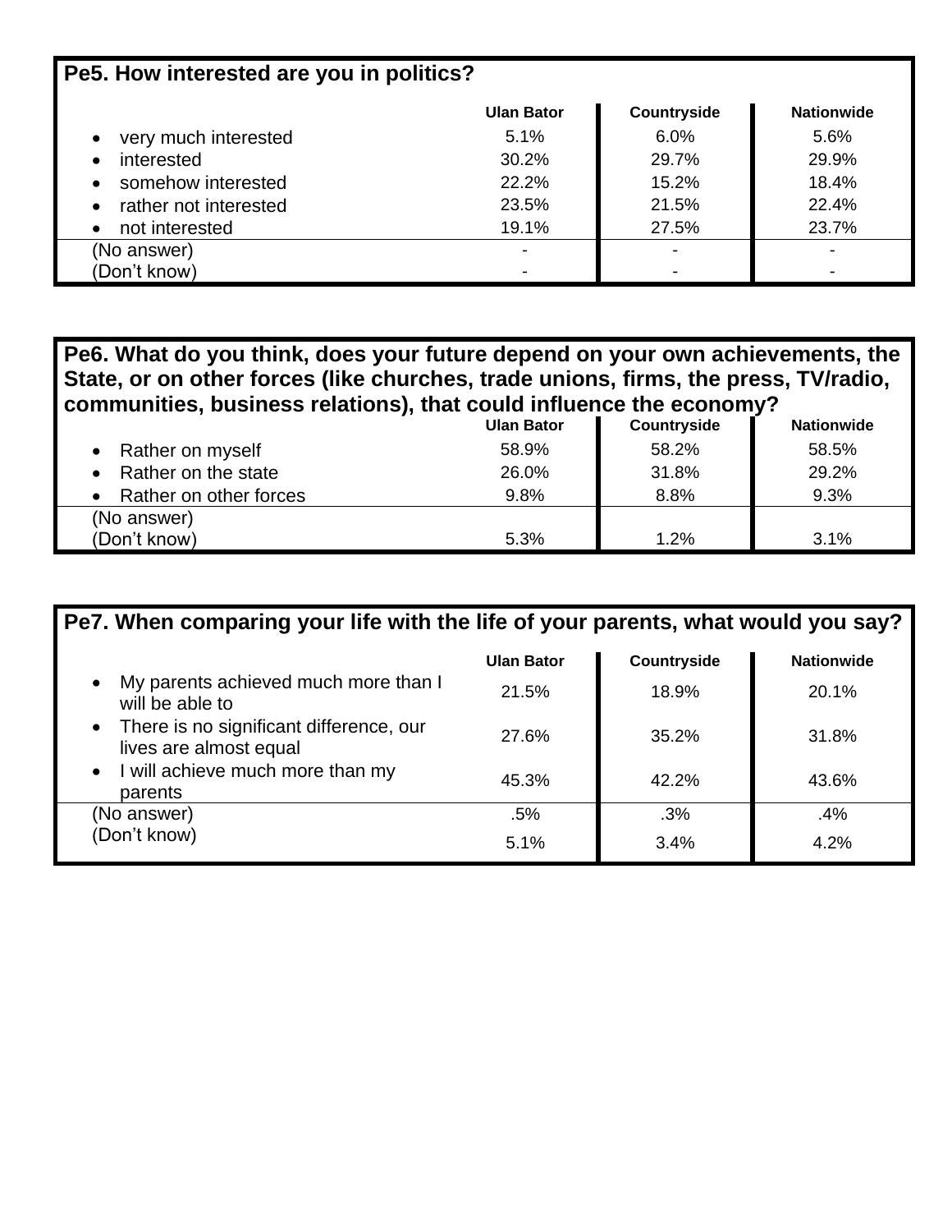### Pe5. How interested are you in politics?

| | Ulan Bator | Countryside | Nationwide |
|---|---|---|---|
| • very much interested | 5.1% | 6.0% | 5.6% |
| • interested | 30.2% | 29.7% | 29.9% |
| • somehow interested | 22.2% | 15.2% | 18.4% |
| • rather not interested | 23.5% | 21.5% | 22.4% |
| • not interested | 19.1% | 27.5% | 23.7% |
| (No answer) | - | - | - |
| (Don't know) | - | - | - |

### Pe6. What do you think, does your future depend on your own achievements, the State, or on other forces (like churches, trade unions, firms, the press, TV/radio, communities, business relations), that could influence the economy?

| | Ulan Bator | Countryside | Nationwide |
|---|---|---|---|
| • Rather on myself | 58.9% | 58.2% | 58.5% |
| • Rather on the state | 26.0% | 31.8% | 29.2% |
| • Rather on other forces | 9.8% | 8.8% | 9.3% |
| (No answer) | | | |
| (Don't know) | 5.3% | 1.2% | 3.1% |

### Pe7. When comparing your life with the life of your parents, what would you say?

| | Ulan Bator | Countryside | Nationwide |
|---|---|---|---|
| • My parents achieved much more than I will be able to | 21.5% | 18.9% | 20.1% |
| • There is no significant difference, our lives are almost equal | 27.6% | 35.2% | 31.8% |
| • I will achieve much more than my parents | 45.3% | 42.2% | 43.6% |
| (No answer) | .5% | .3% | .4% |
| (Don't know) | 5.1% | 3.4% | 4.2% |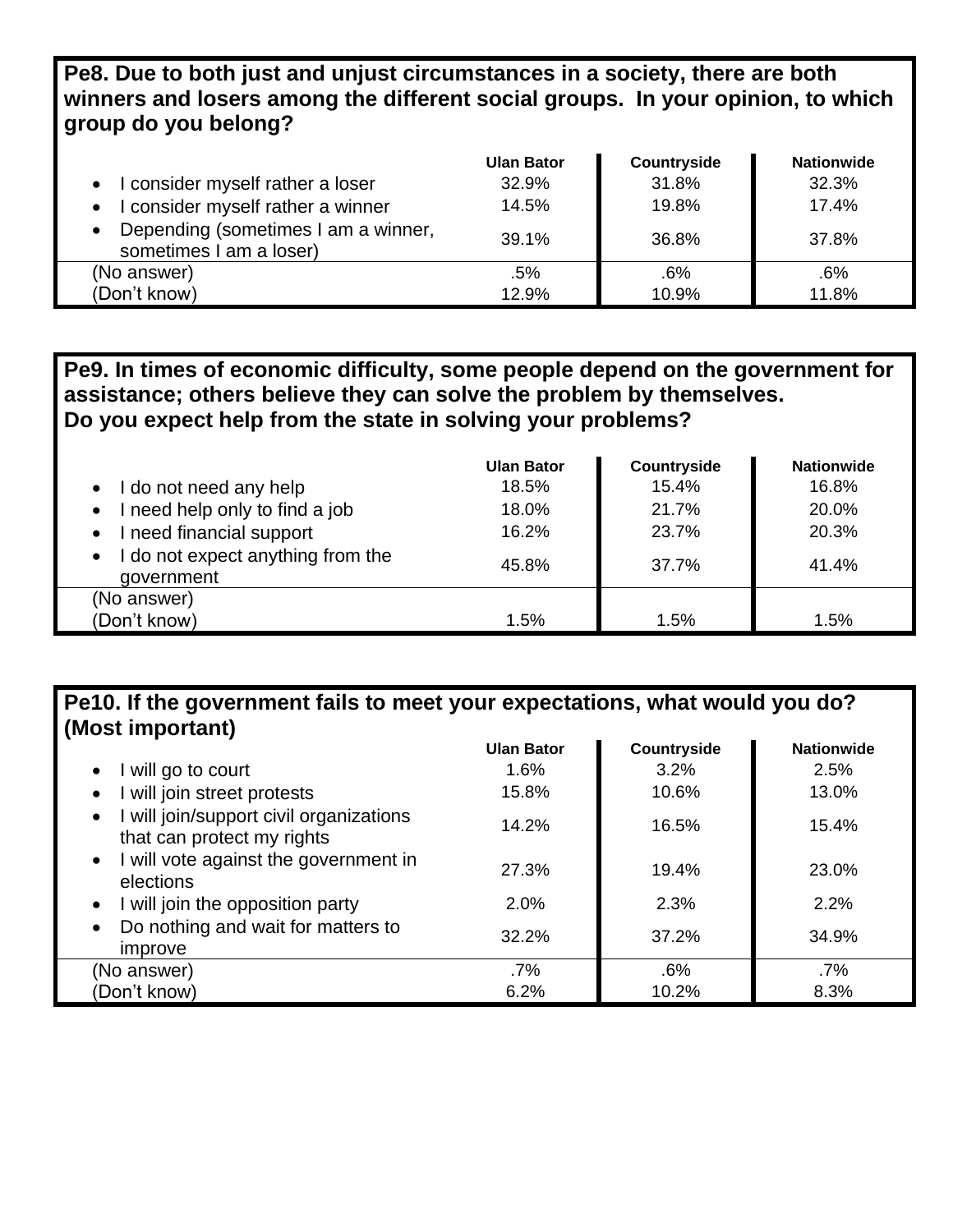**Pe8. Due to both just and unjust circumstances in a society, there are both winners and losers among the different social groups. In your opinion, to which group do you belong?**

| | Ulan Bator | Countryside | Nationwide |
|---|---|---|---|
| • I consider myself rather a loser | 32.9% | 31.8% | 32.3% |
| • I consider myself rather a winner | 14.5% | 19.8% | 17.4% |
| • Depending (sometimes I am a winner, sometimes I am a loser) | 39.1% | 36.8% | 37.8% |
| (No answer) | .5% | .6% | .6% |
| (Don't know) | 12.9% | 10.9% | 11.8% |

**Pe9. In times of economic difficulty, some people depend on the government for assistance; others believe they can solve the problem by themselves. Do you expect help from the state in solving your problems?**

| | Ulan Bator | Countryside | Nationwide |
|---|---|---|---|
| • I do not need any help | 18.5% | 15.4% | 16.8% |
| • I need help only to find a job | 18.0% | 21.7% | 20.0% |
| • I need financial support | 16.2% | 23.7% | 20.3% |
| • I do not expect anything from the government | 45.8% | 37.7% | 41.4% |
| (No answer) | | | |
| (Don't know) | 1.5% | 1.5% | 1.5% |

**Pe10. If the government fails to meet your expectations, what would you do? (Most important)**

| | Ulan Bator | Countryside | Nationwide |
|---|---|---|---|
| • I will go to court | 1.6% | 3.2% | 2.5% |
| • I will join street protests | 15.8% | 10.6% | 13.0% |
| • I will join/support civil organizations that can protect my rights | 14.2% | 16.5% | 15.4% |
| • I will vote against the government in elections | 27.3% | 19.4% | 23.0% |
| • I will join the opposition party | 2.0% | 2.3% | 2.2% |
| • Do nothing and wait for matters to improve | 32.2% | 37.2% | 34.9% |
| (No answer) | .7% | .6% | .7% |
| (Don't know) | 6.2% | 10.2% | 8.3% |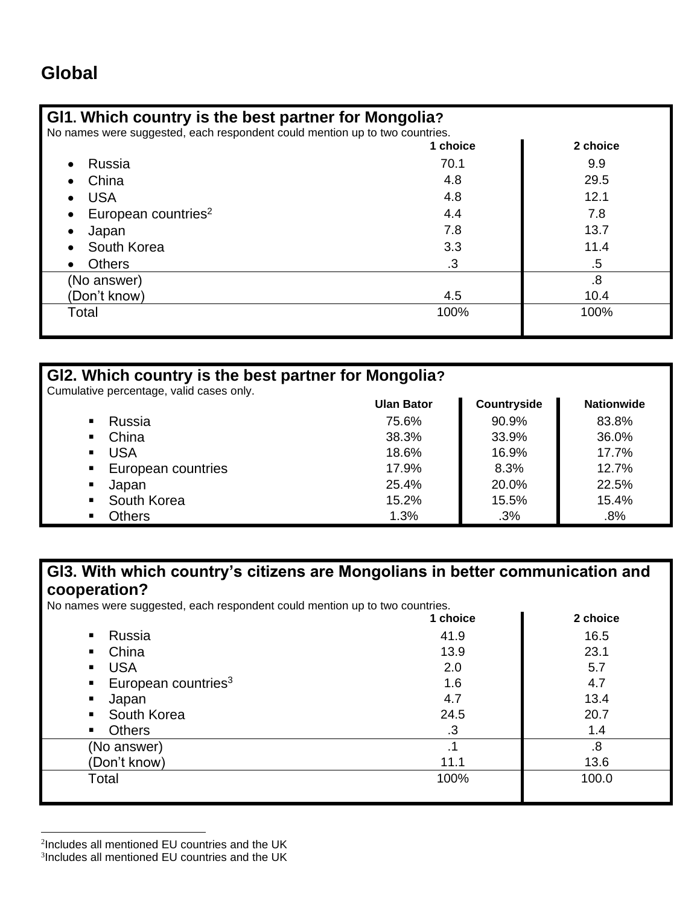## Global

**Gl1. Which country is the best partner for Mongolia?**

No names were suggested, each respondent could mention up to two countries.

| | 1 choice | 2 choice |
|---|---|---|
| • Russia | 70.1 | 9.9 |
| • China | 4.8 | 29.5 |
| • USA | 4.8 | 12.1 |
| • European countries[2] | 4.4 | 7.8 |
| • Japan | 7.8 | 13.7 |
| • South Korea | 3.3 | 11.4 |
| • Others | .3 | .5 |
| (No answer) | | .8 |
| (Don't know) | 4.5 | 10.4 |
| Total | 100% | 100% |

**Gl2. Which country is the best partner for Mongolia?**

Cumulative percentage, valid cases only.

| | Ulan Bator | Countryside | Nationwide |
|---|---|---|---|
| ▪ Russia | 75.6% | 90.9% | 83.8% |
| ▪ China | 38.3% | 33.9% | 36.0% |
| ▪ USA | 18.6% | 16.9% | 17.7% |
| ▪ European countries | 17.9% | 8.3% | 12.7% |
| ▪ Japan | 25.4% | 20.0% | 22.5% |
| ▪ South Korea | 15.2% | 15.5% | 15.4% |
| ▪ Others | 1.3% | .3% | .8% |

**Gl3. With which country's citizens are Mongolians in better communication and cooperation?**

No names were suggested, each respondent could mention up to two countries.

| | 1 choice | 2 choice |
|---|---|---|
| ▪ Russia | 41.9 | 16.5 |
| ▪ China | 13.9 | 23.1 |
| ▪ USA | 2.0 | 5.7 |
| ▪ European countries[3] | 1.6 | 4.7 |
| ▪ Japan | 4.7 | 13.4 |
| ▪ South Korea | 24.5 | 20.7 |
| ▪ Others | .3 | 1.4 |
| (No answer) | .1 | .8 |
| (Don't know) | 11.1 | 13.6 |
| Total | 100% | 100.0 |

[2]Includes all mentioned EU countries and the UK

[3]Includes all mentioned EU countries and the UK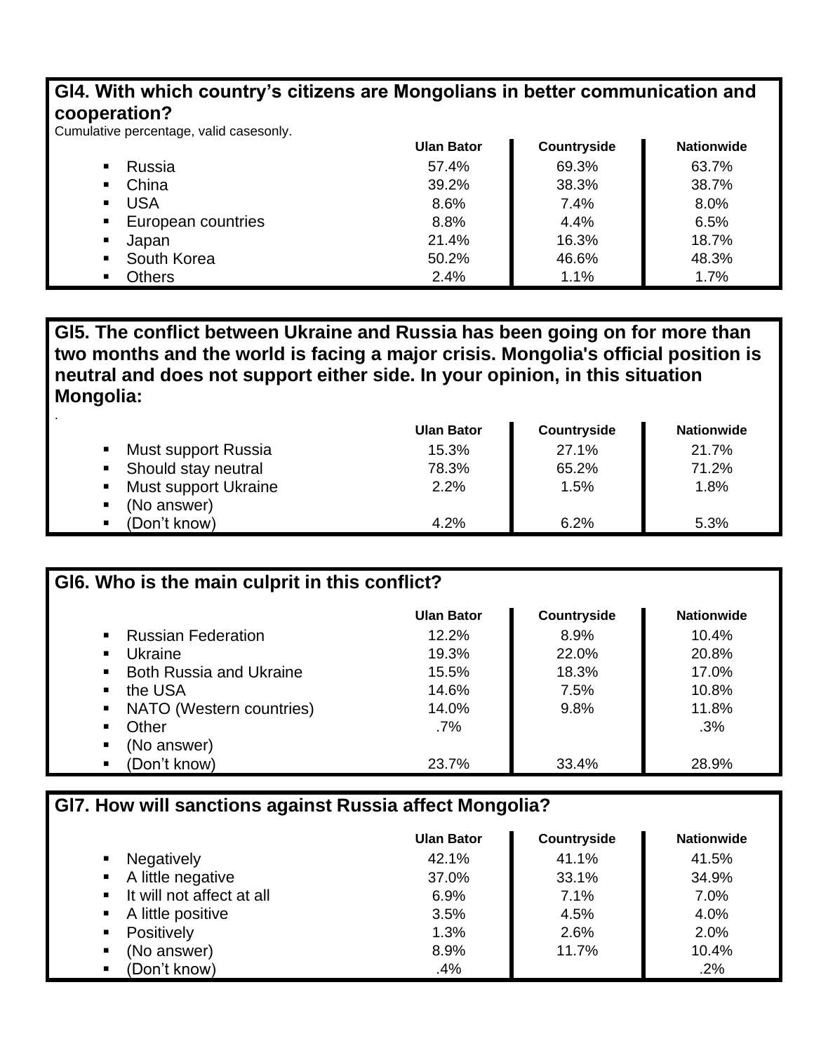## GI4. With which country's citizens are Mongolians in better communication and cooperation?

Cumulative percentage, valid casesonly.

| | Ulan Bator | Countryside | Nationwide |
|---|---|---|---|
| Russia | 57.4% | 69.3% | 63.7% |
| China | 39.2% | 38.3% | 38.7% |
| USA | 8.6% | 7.4% | 8.0% |
| European countries | 8.8% | 4.4% | 6.5% |
| Japan | 21.4% | 16.3% | 18.7% |
| South Korea | 50.2% | 46.6% | 48.3% |
| Others | 2.4% | 1.1% | 1.7% |

## GI5. The conflict between Ukraine and Russia has been going on for more than two months and the world is facing a major crisis. Mongolia's official position is neutral and does not support either side. In your opinion, in this situation Mongolia:

.

| | Ulan Bator | Countryside | Nationwide |
|---|---|---|---|
| Must support Russia | 15.3% | 27.1% | 21.7% |
| Should stay neutral | 78.3% | 65.2% | 71.2% |
| Must support Ukraine | 2.2% | 1.5% | 1.8% |
| (No answer) | | | |
| (Don't know) | 4.2% | 6.2% | 5.3% |

## GI6. Who is the main culprit in this conflict?

| | Ulan Bator | Countryside | Nationwide |
|---|---|---|---|
| Russian Federation | 12.2% | 8.9% | 10.4% |
| Ukraine | 19.3% | 22.0% | 20.8% |
| Both Russia and Ukraine | 15.5% | 18.3% | 17.0% |
| the USA | 14.6% | 7.5% | 10.8% |
| NATO (Western countries) | 14.0% | 9.8% | 11.8% |
| Other | .7% | | .3% |
| (No answer) | | | |
| (Don't know) | 23.7% | 33.4% | 28.9% |

## GI7. How will sanctions against Russia affect Mongolia?

| | Ulan Bator | Countryside | Nationwide |
|---|---|---|---|
| Negatively | 42.1% | 41.1% | 41.5% |
| A little negative | 37.0% | 33.1% | 34.9% |
| It will not affect at all | 6.9% | 7.1% | 7.0% |
| A little positive | 3.5% | 4.5% | 4.0% |
| Positively | 1.3% | 2.6% | 2.0% |
| (No answer) | 8.9% | 11.7% | 10.4% |
| (Don't know) | .4% | | .2% |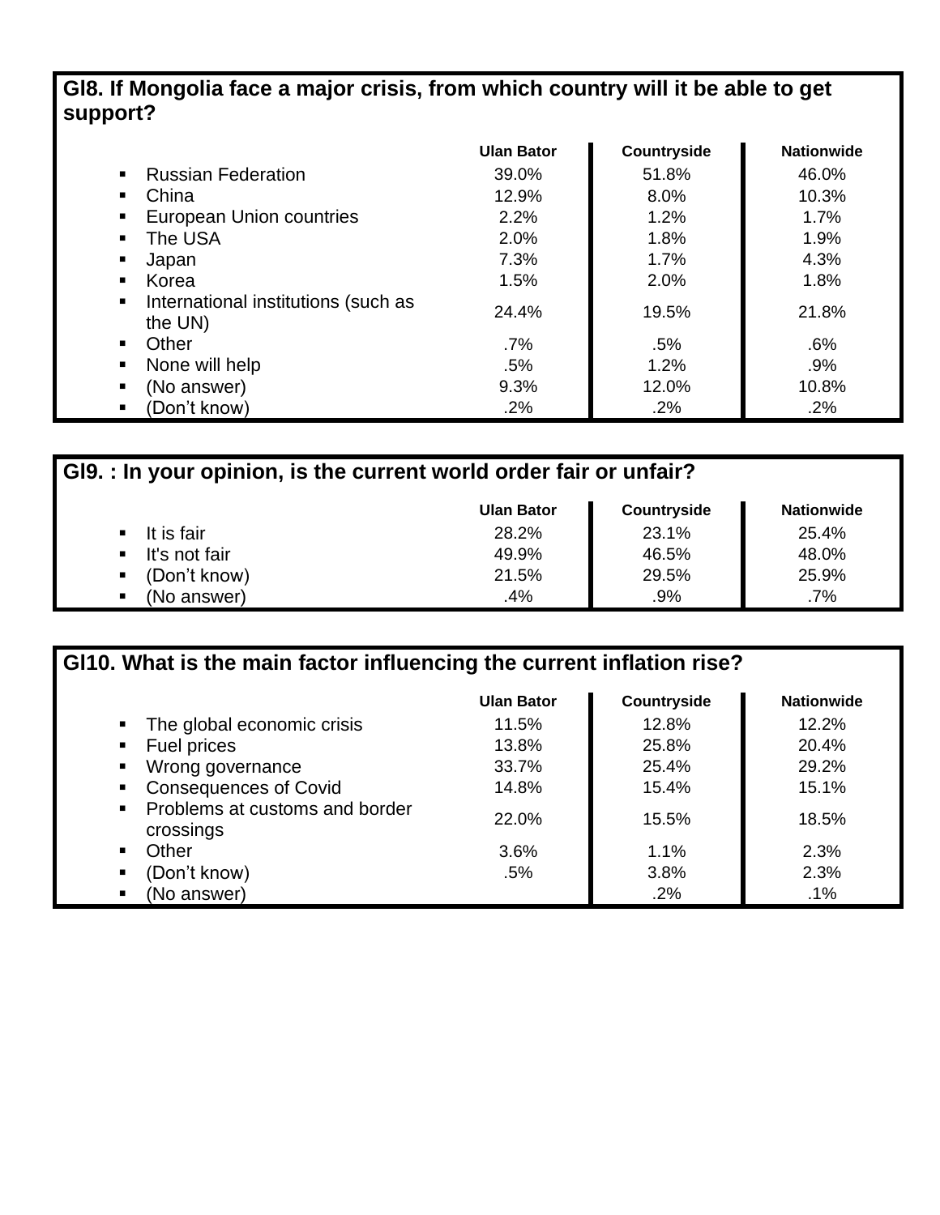**Gl8. If Mongolia face a major crisis, from which country will it be able to get support?**

| | Ulan Bator | Countryside | Nationwide |
|---|---|---|---|
| Russian Federation | 39.0% | 51.8% | 46.0% |
| China | 12.9% | 8.0% | 10.3% |
| European Union countries | 2.2% | 1.2% | 1.7% |
| The USA | 2.0% | 1.8% | 1.9% |
| Japan | 7.3% | 1.7% | 4.3% |
| Korea | 1.5% | 2.0% | 1.8% |
| International institutions (such as the UN) | 24.4% | 19.5% | 21.8% |
| Other | .7% | .5% | .6% |
| None will help | .5% | 1.2% | .9% |
| (No answer) | 9.3% | 12.0% | 10.8% |
| (Don't know) | .2% | .2% | .2% |

**Gl9. : In your opinion, is the current world order fair or unfair?**

| | Ulan Bator | Countryside | Nationwide |
|---|---|---|---|
| It is fair | 28.2% | 23.1% | 25.4% |
| It's not fair | 49.9% | 46.5% | 48.0% |
| (Don't know) | 21.5% | 29.5% | 25.9% |
| (No answer) | .4% | .9% | .7% |

**Gl10. What is the main factor influencing the current inflation rise?**

| | Ulan Bator | Countryside | Nationwide |
|---|---|---|---|
| The global economic crisis | 11.5% | 12.8% | 12.2% |
| Fuel prices | 13.8% | 25.8% | 20.4% |
| Wrong governance | 33.7% | 25.4% | 29.2% |
| Consequences of Covid | 14.8% | 15.4% | 15.1% |
| Problems at customs and border crossings | 22.0% | 15.5% | 18.5% |
| Other | 3.6% | 1.1% | 2.3% |
| (Don't know) | .5% | 3.8% | 2.3% |
| (No answer) | | .2% | .1% |